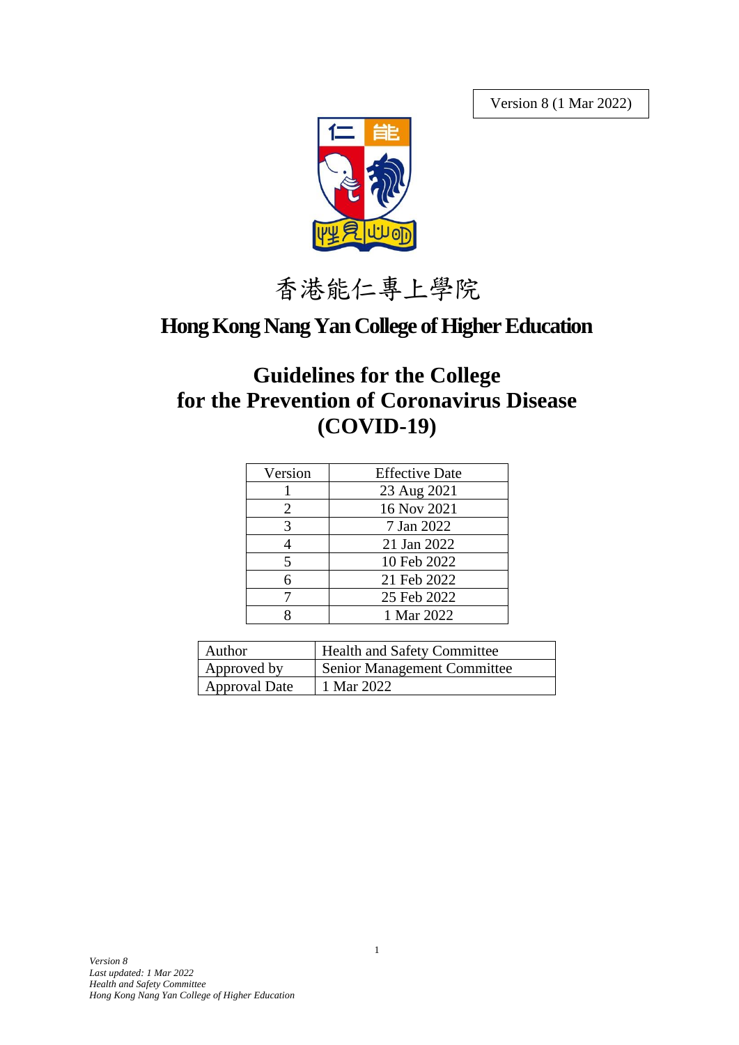Version 8 (1 Mar 2022)

香港能仁專上學院

# Hong Kong Nang Yan College of Higher Education

# Guidelines for the College for the Prevention of Coronavirus Disease (COVID-19)

| Version | Effective Date |
| --- | --- |
| 1 | 23 Aug 2021 |
| 2 | 16 Nov 2021 |
| 3 | 7 Jan 2022 |
| 4 | 21 Jan 2022 |
| 5 | 10 Feb 2022 |
| 6 | 21 Feb 2022 |
| 7 | 25 Feb 2022 |
| 8 | 1 Mar 2022 |

| Author | Health and Safety Committee |
| --- | --- |
| Approved by | Senior Management Committee |
| Approval Date | 1 Mar 2022 |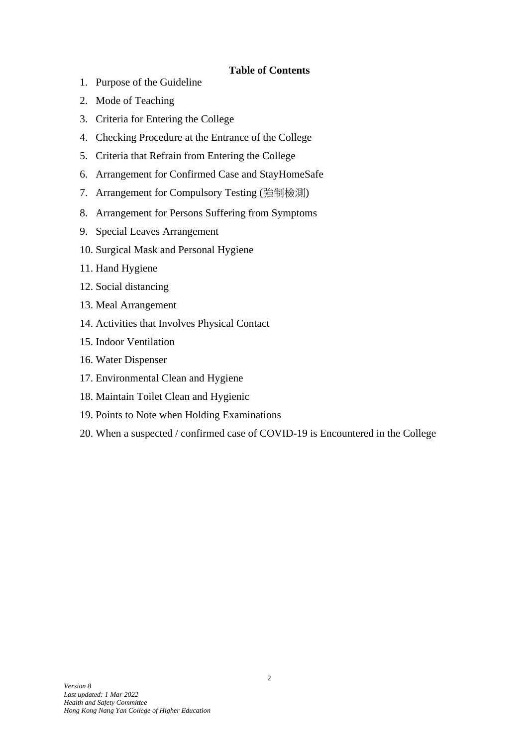**Table of Contents**

1. Purpose of the Guideline
2. Mode of Teaching
3. Criteria for Entering the College
4. Checking Procedure at the Entrance of the College
5. Criteria that Refrain from Entering the College
6. Arrangement for Confirmed Case and StayHomeSafe
7. Arrangement for Compulsory Testing (強制檢測)
8. Arrangement for Persons Suffering from Symptoms
9. Special Leaves Arrangement
10. Surgical Mask and Personal Hygiene
11. Hand Hygiene
12. Social distancing
13. Meal Arrangement
14. Activities that Involves Physical Contact
15. Indoor Ventilation
16. Water Dispenser
17. Environmental Clean and Hygiene
18. Maintain Toilet Clean and Hygienic
19. Points to Note when Holding Examinations
20. When a suspected / confirmed case of COVID-19 is Encountered in the College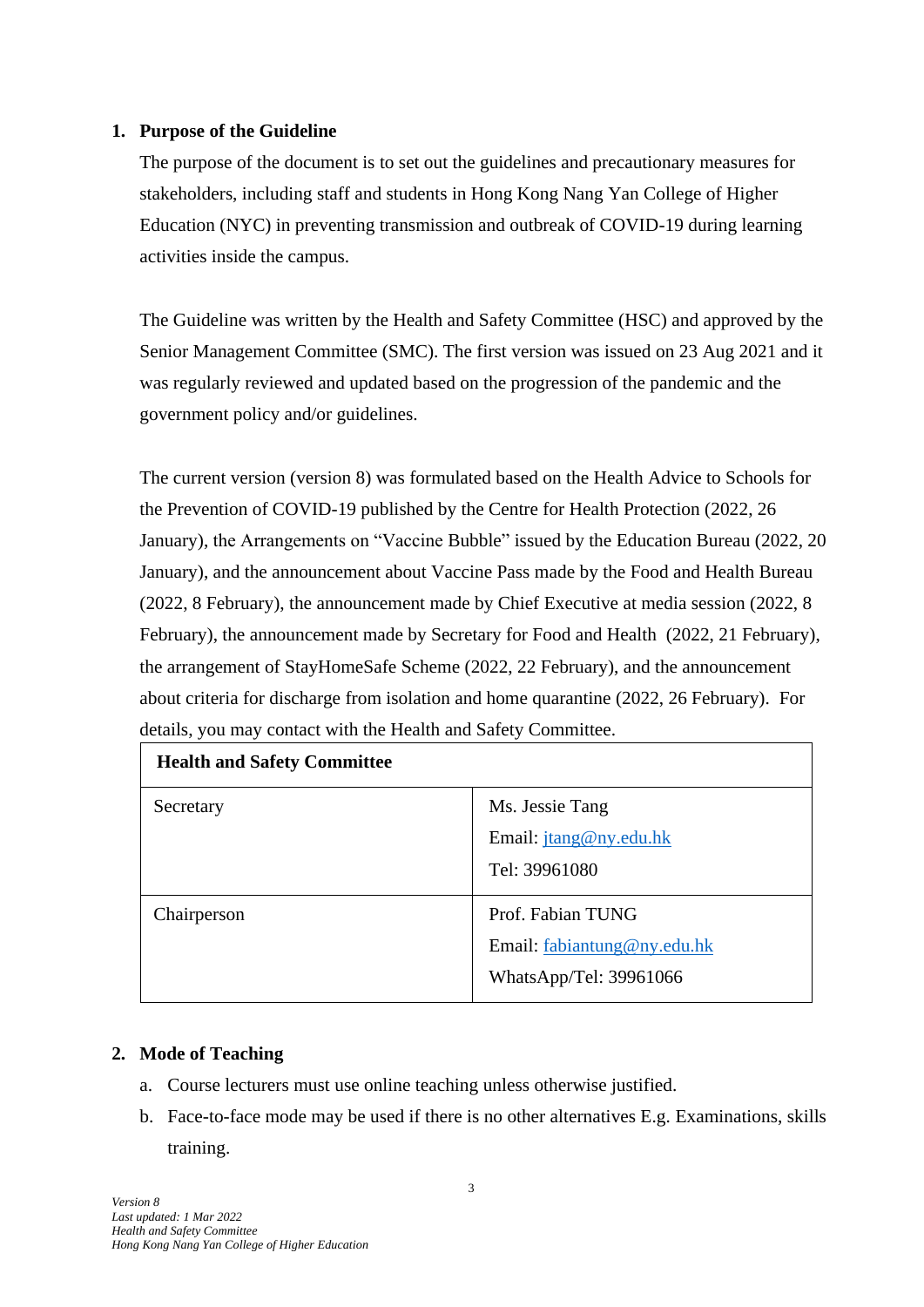## 1. Purpose of the Guideline

The purpose of the document is to set out the guidelines and precautionary measures for stakeholders, including staff and students in Hong Kong Nang Yan College of Higher Education (NYC) in preventing transmission and outbreak of COVID-19 during learning activities inside the campus.

The Guideline was written by the Health and Safety Committee (HSC) and approved by the Senior Management Committee (SMC). The first version was issued on 23 Aug 2021 and it was regularly reviewed and updated based on the progression of the pandemic and the government policy and/or guidelines.

The current version (version 8) was formulated based on the Health Advice to Schools for the Prevention of COVID-19 published by the Centre for Health Protection (2022, 26 January), the Arrangements on "Vaccine Bubble" issued by the Education Bureau (2022, 20 January), and the announcement about Vaccine Pass made by the Food and Health Bureau (2022, 8 February), the announcement made by Chief Executive at media session (2022, 8 February), the announcement made by Secretary for Food and Health (2022, 21 February), the arrangement of StayHomeSafe Scheme (2022, 22 February), and the announcement about criteria for discharge from isolation and home quarantine (2022, 26 February). For details, you may contact with the Health and Safety Committee.

| **Health and Safety Committee** | |
|---|---|
| Secretary | Ms. Jessie Tang<br>Email: jtang@ny.edu.hk<br>Tel: 39961080 |
| Chairperson | Prof. Fabian TUNG<br>Email: fabiantung@ny.edu.hk<br>WhatsApp/Tel: 39961066 |

## 2. Mode of Teaching

a. Course lecturers must use online teaching unless otherwise justified.

b. Face-to-face mode may be used if there is no other alternatives E.g. Examinations, skills training.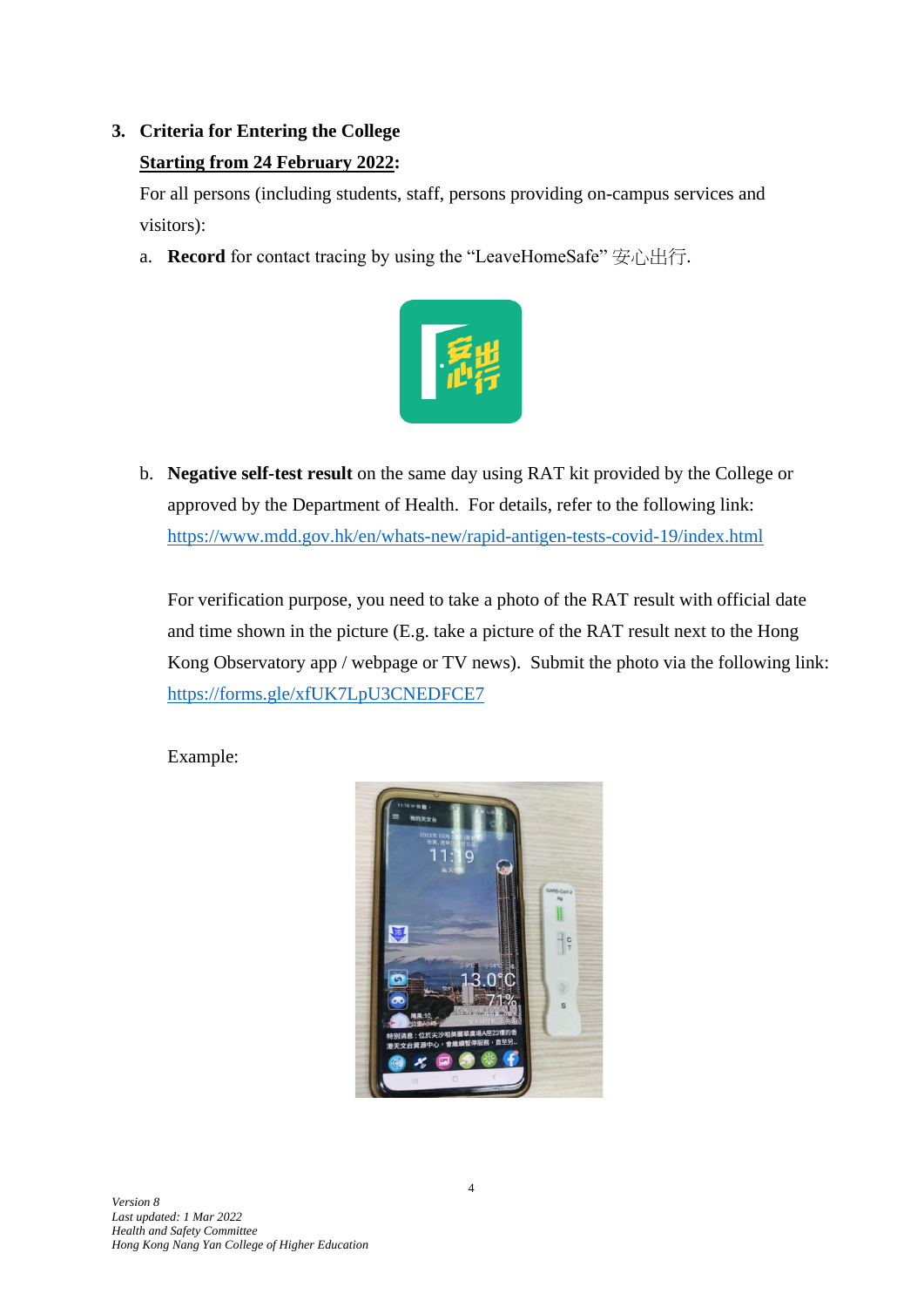3. **Criteria for Entering the College**

   **Starting from 24 February 2022:**

   For all persons (including students, staff, persons providing on-campus services and visitors):

   a. **Record** for contact tracing by using the “LeaveHomeSafe” 安心出行.

   b. **Negative self-test result** on the same day using RAT kit provided by the College or approved by the Department of Health. For details, refer to the following link: https://www.mdd.gov.hk/en/whats-new/rapid-antigen-tests-covid-19/index.html

      For verification purpose, you need to take a photo of the RAT result with official date and time shown in the picture (E.g. take a picture of the RAT result next to the Hong Kong Observatory app / webpage or TV news). Submit the photo via the following link: https://forms.gle/xfUK7LpU3CNEDFCE7

      Example:

*Version 8*
*Last updated: 1 Mar 2022*
*Health and Safety Committee*
*Hong Kong Nang Yan College of Higher Education*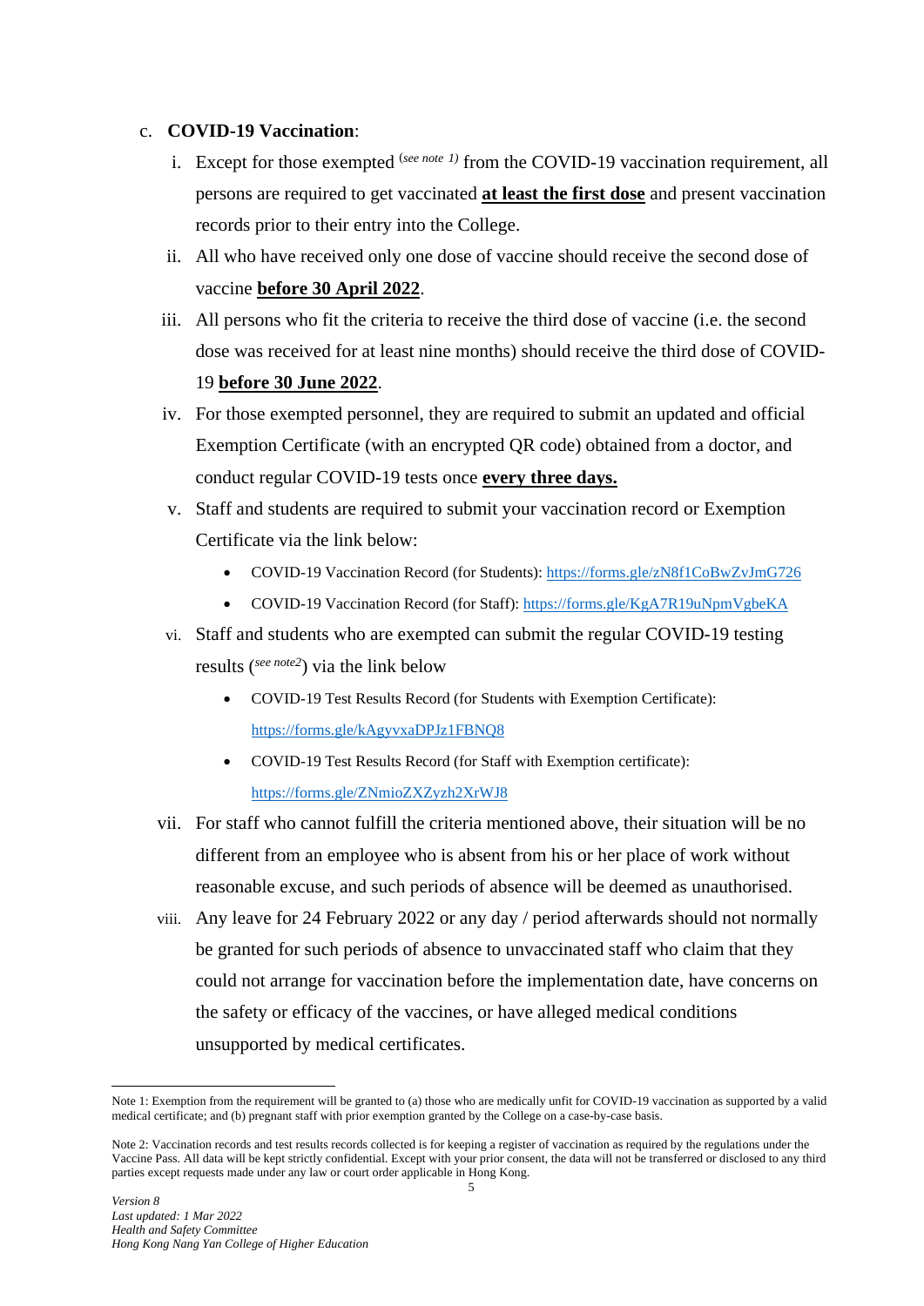c. **COVID-19 Vaccination**:

i. Except for those exempted (*see note 1)* from the COVID-19 vaccination requirement, all persons are required to get vaccinated **at least the first dose** and present vaccination records prior to their entry into the College.

ii. All who have received only one dose of vaccine should receive the second dose of vaccine **before 30 April 2022**.

iii. All persons who fit the criteria to receive the third dose of vaccine (i.e. the second dose was received for at least nine months) should receive the third dose of COVID-19 **before 30 June 2022**.

iv. For those exempted personnel, they are required to submit an updated and official Exemption Certificate (with an encrypted QR code) obtained from a doctor, and conduct regular COVID-19 tests once **every three days.**

v. Staff and students are required to submit your vaccination record or Exemption Certificate via the link below:

- COVID-19 Vaccination Record (for Students): https://forms.gle/zN8f1CoBwZvJmG726
- COVID-19 Vaccination Record (for Staff): https://forms.gle/KgA7R19uNpmVgbeKA

vi. Staff and students who are exempted can submit the regular COVID-19 testing results (*see note2*) via the link below

- COVID-19 Test Results Record (for Students with Exemption Certificate): https://forms.gle/kAgyvxaDPJz1FBNQ8
- COVID-19 Test Results Record (for Staff with Exemption certificate): https://forms.gle/ZNmioZXZyzh2XrWJ8

vii. For staff who cannot fulfill the criteria mentioned above, their situation will be no different from an employee who is absent from his or her place of work without reasonable excuse, and such periods of absence will be deemed as unauthorised.

viii. Any leave for 24 February 2022 or any day / period afterwards should not normally be granted for such periods of absence to unvaccinated staff who claim that they could not arrange for vaccination before the implementation date, have concerns on the safety or efficacy of the vaccines, or have alleged medical conditions unsupported by medical certificates.

---

Note 1: Exemption from the requirement will be granted to (a) those who are medically unfit for COVID-19 vaccination as supported by a valid medical certificate; and (b) pregnant staff with prior exemption granted by the College on a case-by-case basis.

Note 2: Vaccination records and test results records collected is for keeping a register of vaccination as required by the regulations under the Vaccine Pass. All data will be kept strictly confidential. Except with your prior consent, the data will not be transferred or disclosed to any third parties except requests made under any law or court order applicable in Hong Kong.

*Version 8*
*Last updated: 1 Mar 2022*
*Health and Safety Committee*
*Hong Kong Nang Yan College of Higher Education*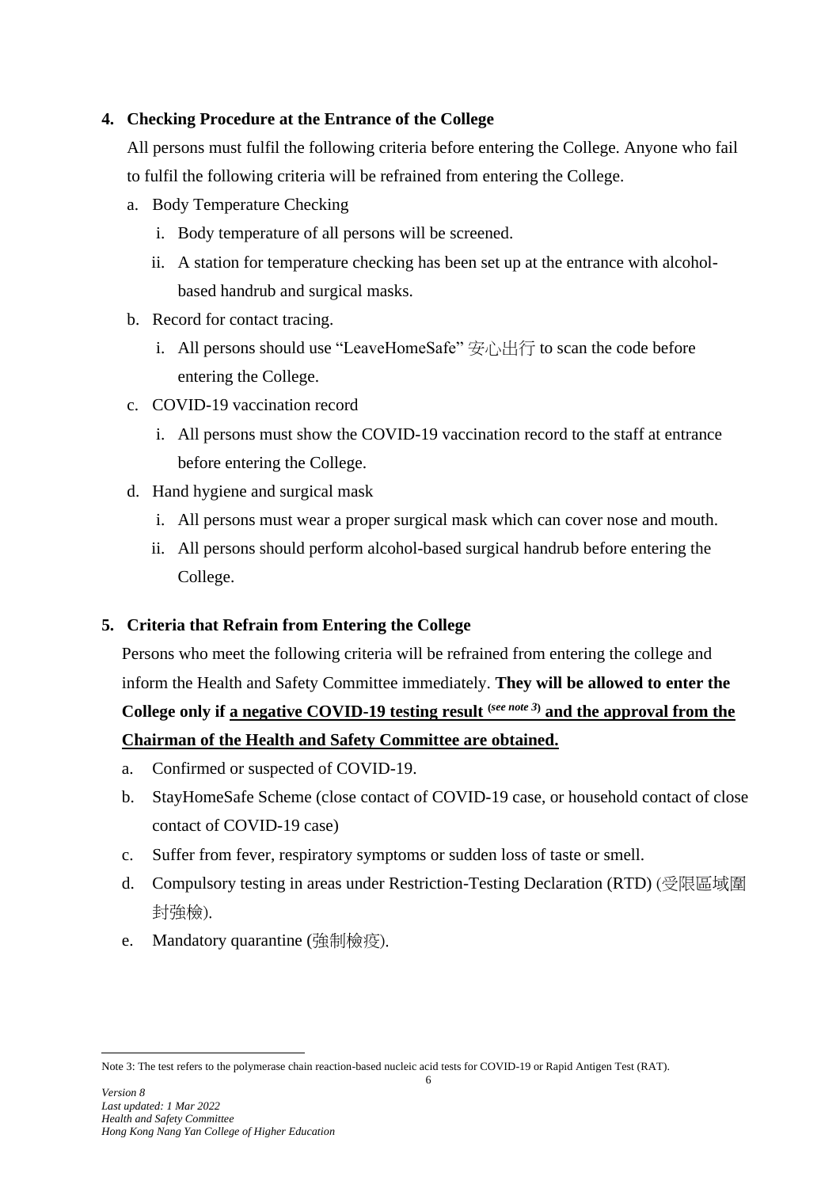## 4. Checking Procedure at the Entrance of the College

All persons must fulfil the following criteria before entering the College. Anyone who fail to fulfil the following criteria will be refrained from entering the College.

a. Body Temperature Checking
   i. Body temperature of all persons will be screened.
   ii. A station for temperature checking has been set up at the entrance with alcohol-based handrub and surgical masks.

b. Record for contact tracing.
   i. All persons should use "LeaveHomeSafe" 安心出行 to scan the code before entering the College.

c. COVID-19 vaccination record
   i. All persons must show the COVID-19 vaccination record to the staff at entrance before entering the College.

d. Hand hygiene and surgical mask
   i. All persons must wear a proper surgical mask which can cover nose and mouth.
   ii. All persons should perform alcohol-based surgical handrub before entering the College.

## 5. Criteria that Refrain from Entering the College

Persons who meet the following criteria will be refrained from entering the college and inform the Health and Safety Committee immediately. **They will be allowed to enter the College only if <u>a negative COVID-19 testing result (*see note 3*) and the approval from the Chairman of the Health and Safety Committee are obtained.</u>**

a. Confirmed or suspected of COVID-19.
b. StayHomeSafe Scheme (close contact of COVID-19 case, or household contact of close contact of COVID-19 case)
c. Suffer from fever, respiratory symptoms or sudden loss of taste or smell.
d. Compulsory testing in areas under Restriction-Testing Declaration (RTD) (受限區域圍封強檢).
e. Mandatory quarantine (強制檢疫).

---

Note 3: The test refers to the polymerase chain reaction-based nucleic acid tests for COVID-19 or Rapid Antigen Test (RAT).

*Version 8*
*Last updated: 1 Mar 2022*
*Health and Safety Committee*
*Hong Kong Nang Yan College of Higher Education*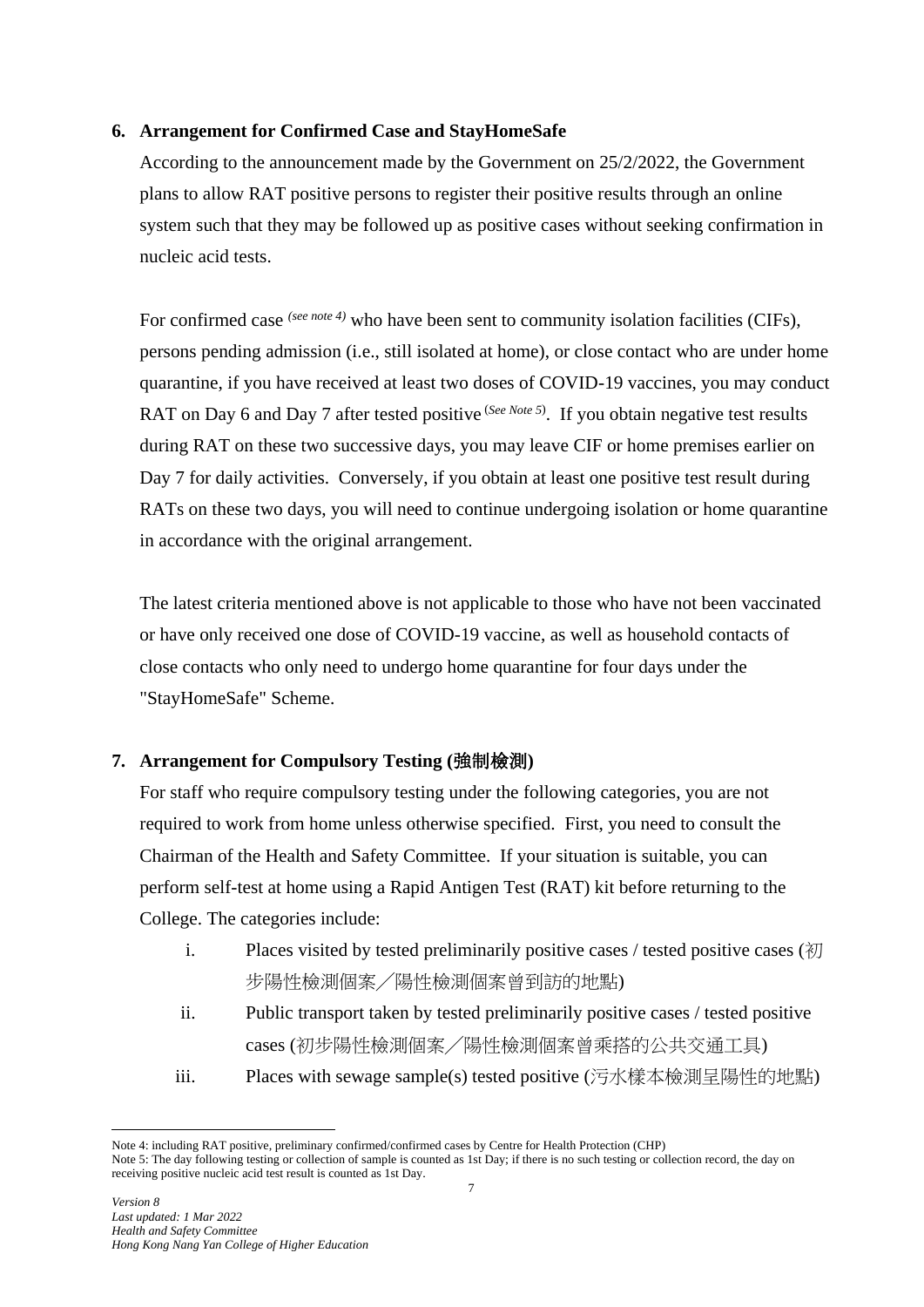## 6. Arrangement for Confirmed Case and StayHomeSafe

According to the announcement made by the Government on 25/2/2022, the Government plans to allow RAT positive persons to register their positive results through an online system such that they may be followed up as positive cases without seeking confirmation in nucleic acid tests.

For confirmed case *(see note 4)* who have been sent to community isolation facilities (CIFs), persons pending admission (i.e., still isolated at home), or close contact who are under home quarantine, if you have received at least two doses of COVID-19 vaccines, you may conduct RAT on Day 6 and Day 7 after tested positive (*See Note 5*). If you obtain negative test results during RAT on these two successive days, you may leave CIF or home premises earlier on Day 7 for daily activities. Conversely, if you obtain at least one positive test result during RATs on these two days, you will need to continue undergoing isolation or home quarantine in accordance with the original arrangement.

The latest criteria mentioned above is not applicable to those who have not been vaccinated or have only received one dose of COVID-19 vaccine, as well as household contacts of close contacts who only need to undergo home quarantine for four days under the "StayHomeSafe" Scheme.

## 7. Arrangement for Compulsory Testing (強制檢測)

For staff who require compulsory testing under the following categories, you are not required to work from home unless otherwise specified. First, you need to consult the Chairman of the Health and Safety Committee. If your situation is suitable, you can perform self-test at home using a Rapid Antigen Test (RAT) kit before returning to the College. The categories include:

i. Places visited by tested preliminarily positive cases / tested positive cases (初步陽性檢測個案／陽性檢測個案曾到訪的地點)

ii. Public transport taken by tested preliminarily positive cases / tested positive cases (初步陽性檢測個案／陽性檢測個案曾乘搭的公共交通工具)

iii. Places with sewage sample(s) tested positive (污水樣本檢測呈陽性的地點)

---

Note 4: including RAT positive, preliminary confirmed/confirmed cases by Centre for Health Protection (CHP)

Note 5: The day following testing or collection of sample is counted as 1st Day; if there is no such testing or collection record, the day on receiving positive nucleic acid test result is counted as 1st Day.

*Version 8*
*Last updated: 1 Mar 2022*
*Health and Safety Committee*
*Hong Kong Nang Yan College of Higher Education*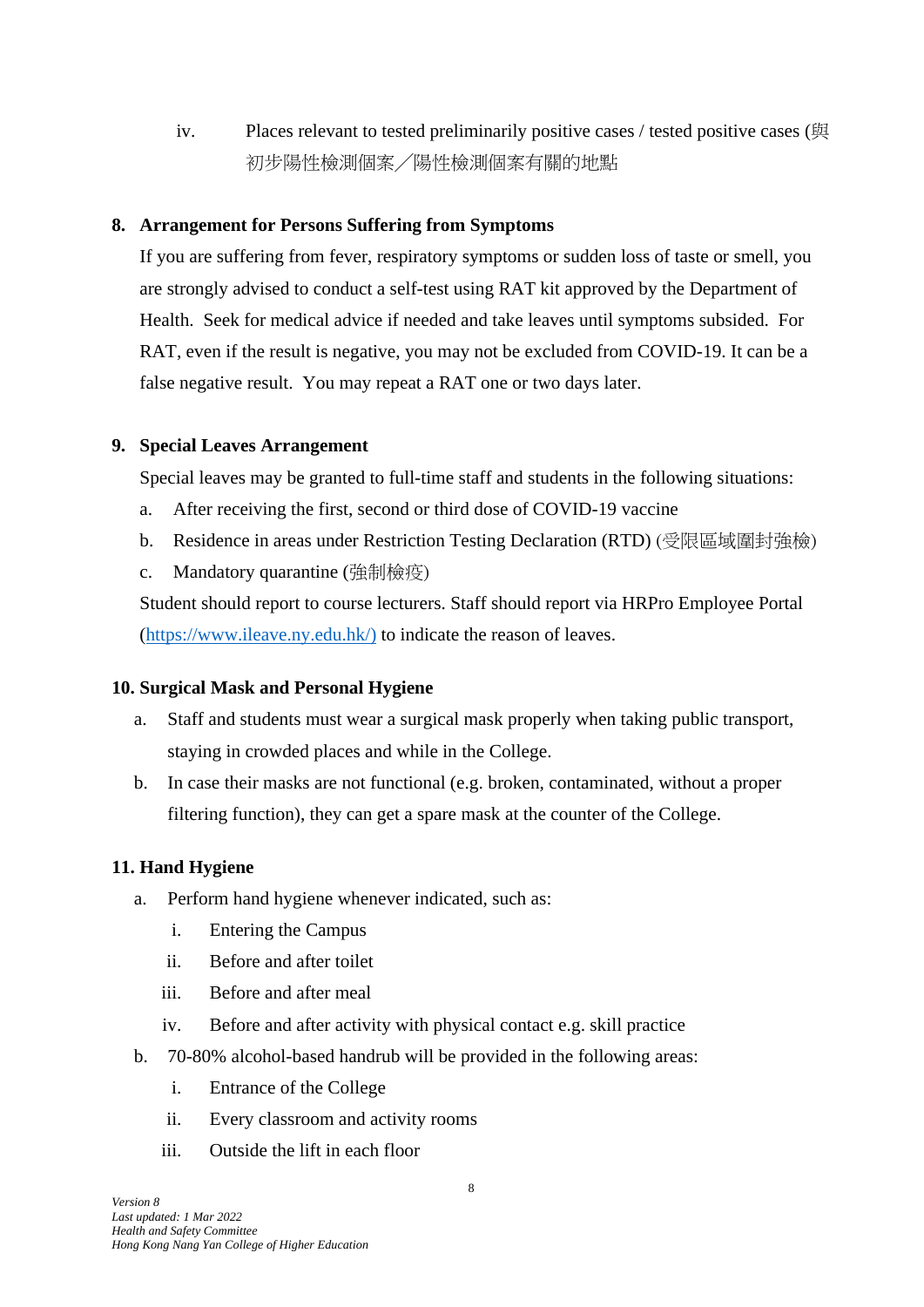iv. Places relevant to tested preliminarily positive cases / tested positive cases (與初步陽性檢測個案／陽性檢測個案有關的地點

## 8. Arrangement for Persons Suffering from Symptoms

If you are suffering from fever, respiratory symptoms or sudden loss of taste or smell, you are strongly advised to conduct a self-test using RAT kit approved by the Department of Health. Seek for medical advice if needed and take leaves until symptoms subsided. For RAT, even if the result is negative, you may not be excluded from COVID-19. It can be a false negative result. You may repeat a RAT one or two days later.

## 9. Special Leaves Arrangement

Special leaves may be granted to full-time staff and students in the following situations:

a. After receiving the first, second or third dose of COVID-19 vaccine
b. Residence in areas under Restriction Testing Declaration (RTD) (受限區域圍封強檢)
c. Mandatory quarantine (強制檢疫)

Student should report to course lecturers. Staff should report via HRPro Employee Portal (https://www.ileave.ny.edu.hk/) to indicate the reason of leaves.

## 10. Surgical Mask and Personal Hygiene

a. Staff and students must wear a surgical mask properly when taking public transport, staying in crowded places and while in the College.
b. In case their masks are not functional (e.g. broken, contaminated, without a proper filtering function), they can get a spare mask at the counter of the College.

## 11. Hand Hygiene

a. Perform hand hygiene whenever indicated, such as:
   i. Entering the Campus
   ii. Before and after toilet
   iii. Before and after meal
   iv. Before and after activity with physical contact e.g. skill practice
b. 70-80% alcohol-based handrub will be provided in the following areas:
   i. Entrance of the College
   ii. Every classroom and activity rooms
   iii. Outside the lift in each floor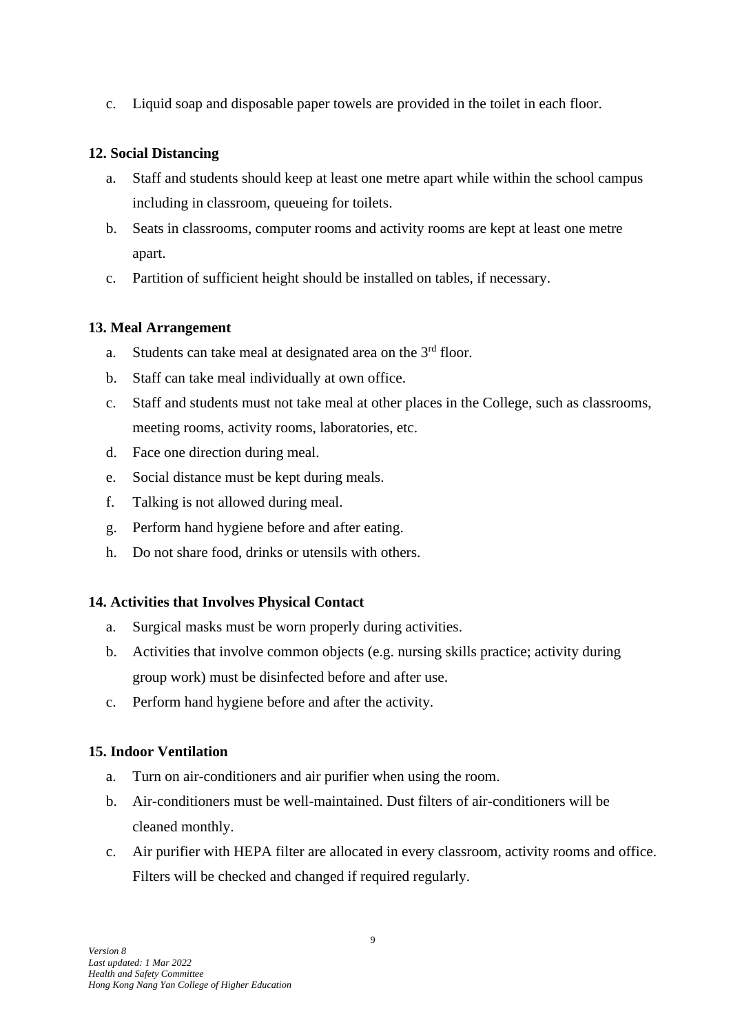c. Liquid soap and disposable paper towels are provided in the toilet in each floor.

**12. Social Distancing**

a. Staff and students should keep at least one metre apart while within the school campus including in classroom, queueing for toilets.
b. Seats in classrooms, computer rooms and activity rooms are kept at least one metre apart.
c. Partition of sufficient height should be installed on tables, if necessary.

**13. Meal Arrangement**

a. Students can take meal at designated area on the 3rd floor.
b. Staff can take meal individually at own office.
c. Staff and students must not take meal at other places in the College, such as classrooms, meeting rooms, activity rooms, laboratories, etc.
d. Face one direction during meal.
e. Social distance must be kept during meals.
f. Talking is not allowed during meal.
g. Perform hand hygiene before and after eating.
h. Do not share food, drinks or utensils with others.

**14. Activities that Involves Physical Contact**

a. Surgical masks must be worn properly during activities.
b. Activities that involve common objects (e.g. nursing skills practice; activity during group work) must be disinfected before and after use.
c. Perform hand hygiene before and after the activity.

**15. Indoor Ventilation**

a. Turn on air-conditioners and air purifier when using the room.
b. Air-conditioners must be well-maintained. Dust filters of air-conditioners will be cleaned monthly.
c. Air purifier with HEPA filter are allocated in every classroom, activity rooms and office. Filters will be checked and changed if required regularly.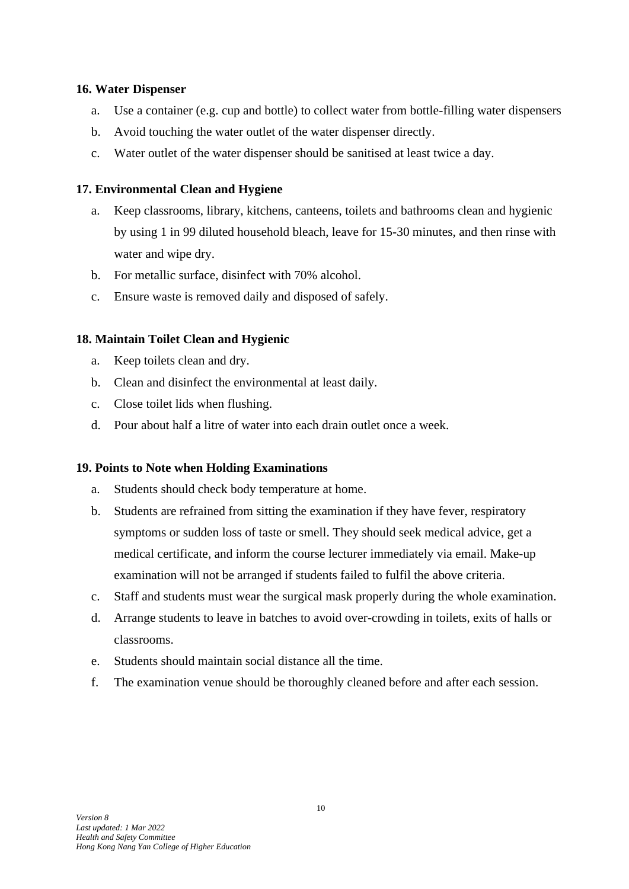**16. Water Dispenser**

a. Use a container (e.g. cup and bottle) to collect water from bottle-filling water dispensers
b. Avoid touching the water outlet of the water dispenser directly.
c. Water outlet of the water dispenser should be sanitised at least twice a day.

**17. Environmental Clean and Hygiene**

a. Keep classrooms, library, kitchens, canteens, toilets and bathrooms clean and hygienic by using 1 in 99 diluted household bleach, leave for 15-30 minutes, and then rinse with water and wipe dry.
b. For metallic surface, disinfect with 70% alcohol.
c. Ensure waste is removed daily and disposed of safely.

**18. Maintain Toilet Clean and Hygienic**

a. Keep toilets clean and dry.
b. Clean and disinfect the environmental at least daily.
c. Close toilet lids when flushing.
d. Pour about half a litre of water into each drain outlet once a week.

**19. Points to Note when Holding Examinations**

a. Students should check body temperature at home.
b. Students are refrained from sitting the examination if they have fever, respiratory symptoms or sudden loss of taste or smell. They should seek medical advice, get a medical certificate, and inform the course lecturer immediately via email. Make-up examination will not be arranged if students failed to fulfil the above criteria.
c. Staff and students must wear the surgical mask properly during the whole examination.
d. Arrange students to leave in batches to avoid over-crowding in toilets, exits of halls or classrooms.
e. Students should maintain social distance all the time.
f. The examination venue should be thoroughly cleaned before and after each session.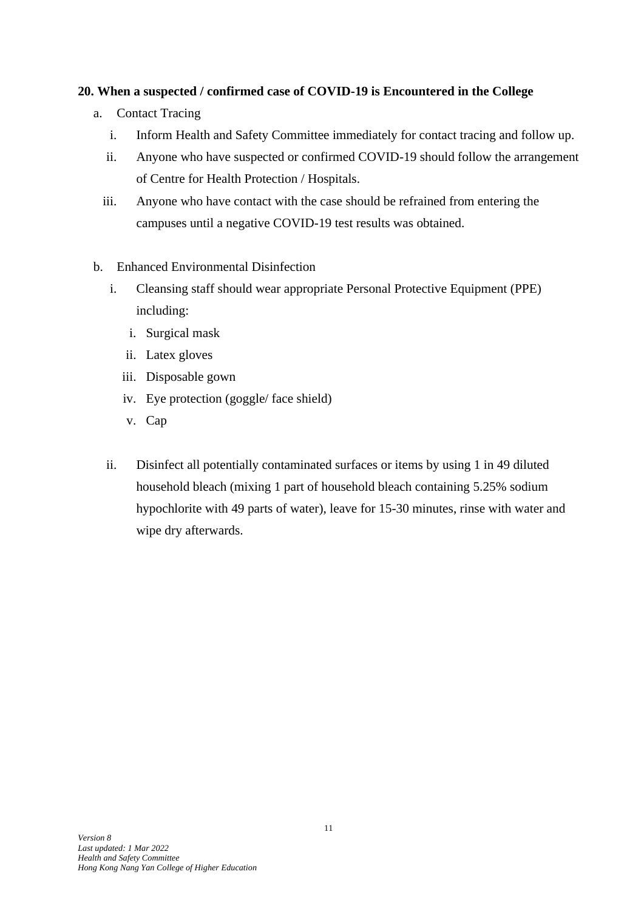**20. When a suspected / confirmed case of COVID-19 is Encountered in the College**

a. Contact Tracing
   i. Inform Health and Safety Committee immediately for contact tracing and follow up.
   ii. Anyone who have suspected or confirmed COVID-19 should follow the arrangement of Centre for Health Protection / Hospitals.
   iii. Anyone who have contact with the case should be refrained from entering the campuses until a negative COVID-19 test results was obtained.

b. Enhanced Environmental Disinfection
   i. Cleansing staff should wear appropriate Personal Protective Equipment (PPE) including:
      i. Surgical mask
      ii. Latex gloves
      iii. Disposable gown
      iv. Eye protection (goggle/ face shield)
      v. Cap

   ii. Disinfect all potentially contaminated surfaces or items by using 1 in 49 diluted household bleach (mixing 1 part of household bleach containing 5.25% sodium hypochlorite with 49 parts of water), leave for 15-30 minutes, rinse with water and wipe dry afterwards.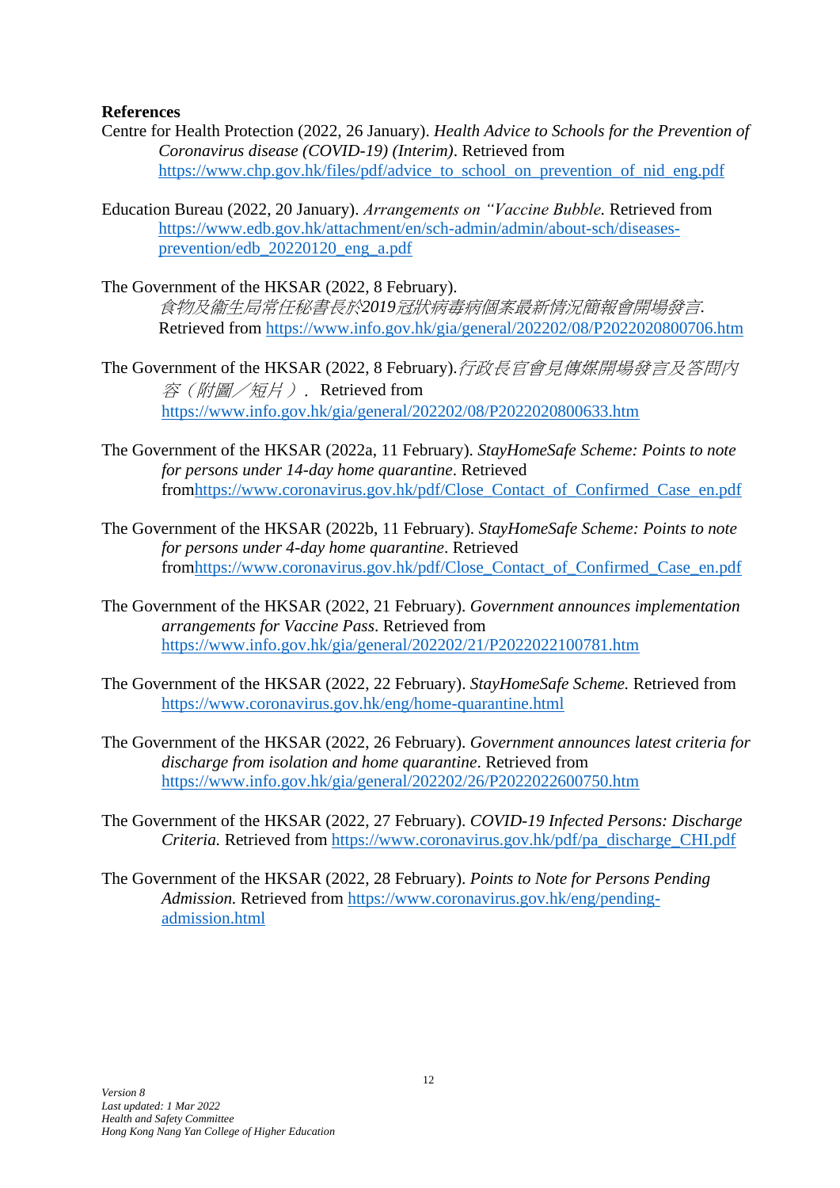**References**

Centre for Health Protection (2022, 26 January). *Health Advice to Schools for the Prevention of Coronavirus disease (COVID-19) (Interim)*. Retrieved from https://www.chp.gov.hk/files/pdf/advice_to_school_on_prevention_of_nid_eng.pdf

Education Bureau (2022, 20 January). *Arrangements on "Vaccine Bubble.* Retrieved from https://www.edb.gov.hk/attachment/en/sch-admin/admin/about-sch/diseases-prevention/edb_20220120_eng_a.pdf

The Government of the HKSAR (2022, 8 February). *食物及衞生局常任秘書長於2019冠狀病毒病個案最新情況簡報會開場發言.* Retrieved from https://www.info.gov.hk/gia/general/202202/08/P2022020800706.htm

The Government of the HKSAR (2022, 8 February).*行政長官會見傳媒開場發言及答問內容（附圖／短片）.* Retrieved from https://www.info.gov.hk/gia/general/202202/08/P2022020800633.htm

The Government of the HKSAR (2022a, 11 February). *StayHomeSafe Scheme: Points to note for persons under 14-day home quarantine*. Retrieved fromhttps://www.coronavirus.gov.hk/pdf/Close_Contact_of_Confirmed_Case_en.pdf

The Government of the HKSAR (2022b, 11 February). *StayHomeSafe Scheme: Points to note for persons under 4-day home quarantine*. Retrieved fromhttps://www.coronavirus.gov.hk/pdf/Close_Contact_of_Confirmed_Case_en.pdf

The Government of the HKSAR (2022, 21 February). *Government announces implementation arrangements for Vaccine Pass*. Retrieved from https://www.info.gov.hk/gia/general/202202/21/P2022022100781.htm

The Government of the HKSAR (2022, 22 February). *StayHomeSafe Scheme.* Retrieved from https://www.coronavirus.gov.hk/eng/home-quarantine.html

The Government of the HKSAR (2022, 26 February). *Government announces latest criteria for discharge from isolation and home quarantine*. Retrieved from https://www.info.gov.hk/gia/general/202202/26/P2022022600750.htm

The Government of the HKSAR (2022, 27 February). *COVID-19 Infected Persons: Discharge Criteria.* Retrieved from https://www.coronavirus.gov.hk/pdf/pa_discharge_CHI.pdf

The Government of the HKSAR (2022, 28 February). *Points to Note for Persons Pending Admission.* Retrieved from https://www.coronavirus.gov.hk/eng/pending-admission.html